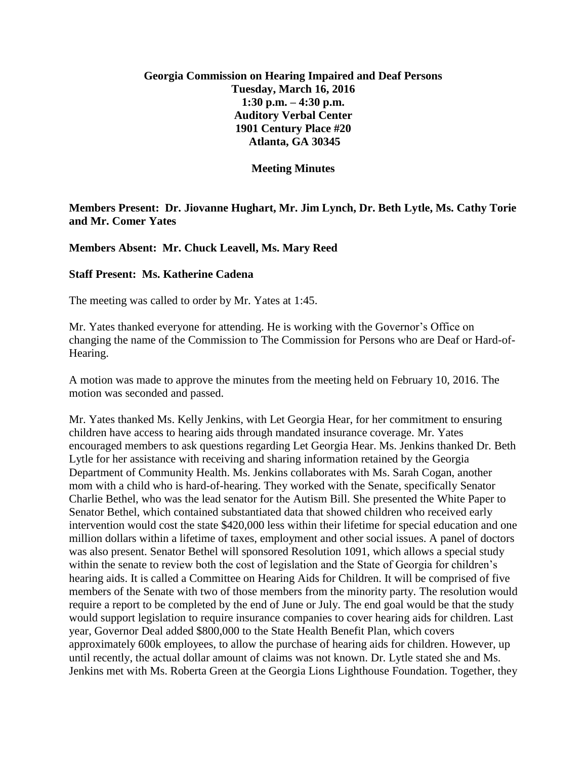**Georgia Commission on Hearing Impaired and Deaf Persons**
**Tuesday, March 16, 2016**
**1:30 p.m. – 4:30 p.m.**
**Auditory Verbal Center**
**1901 Century Place #20**
**Atlanta, GA 30345**

**Meeting Minutes**

**Members Present: Dr. Jiovanne Hughart, Mr. Jim Lynch, Dr. Beth Lytle, Ms. Cathy Torie and Mr. Comer Yates**

**Members Absent: Mr. Chuck Leavell, Ms. Mary Reed**

**Staff Present: Ms. Katherine Cadena**

The meeting was called to order by Mr. Yates at 1:45.

Mr. Yates thanked everyone for attending. He is working with the Governor's Office on changing the name of the Commission to The Commission for Persons who are Deaf or Hard-of-Hearing.

A motion was made to approve the minutes from the meeting held on February 10, 2016. The motion was seconded and passed.

Mr. Yates thanked Ms. Kelly Jenkins, with Let Georgia Hear, for her commitment to ensuring children have access to hearing aids through mandated insurance coverage. Mr. Yates encouraged members to ask questions regarding Let Georgia Hear. Ms. Jenkins thanked Dr. Beth Lytle for her assistance with receiving and sharing information retained by the Georgia Department of Community Health. Ms. Jenkins collaborates with Ms. Sarah Cogan, another mom with a child who is hard-of-hearing. They worked with the Senate, specifically Senator Charlie Bethel, who was the lead senator for the Autism Bill. She presented the White Paper to Senator Bethel, which contained substantiated data that showed children who received early intervention would cost the state $420,000 less within their lifetime for special education and one million dollars within a lifetime of taxes, employment and other social issues. A panel of doctors was also present. Senator Bethel will sponsored Resolution 1091, which allows a special study within the senate to review both the cost of legislation and the State of Georgia for children's hearing aids. It is called a Committee on Hearing Aids for Children. It will be comprised of five members of the Senate with two of those members from the minority party. The resolution would require a report to be completed by the end of June or July. The end goal would be that the study would support legislation to require insurance companies to cover hearing aids for children. Last year, Governor Deal added $800,000 to the State Health Benefit Plan, which covers approximately 600k employees, to allow the purchase of hearing aids for children. However, up until recently, the actual dollar amount of claims was not known. Dr. Lytle stated she and Ms. Jenkins met with Ms. Roberta Green at the Georgia Lions Lighthouse Foundation. Together, they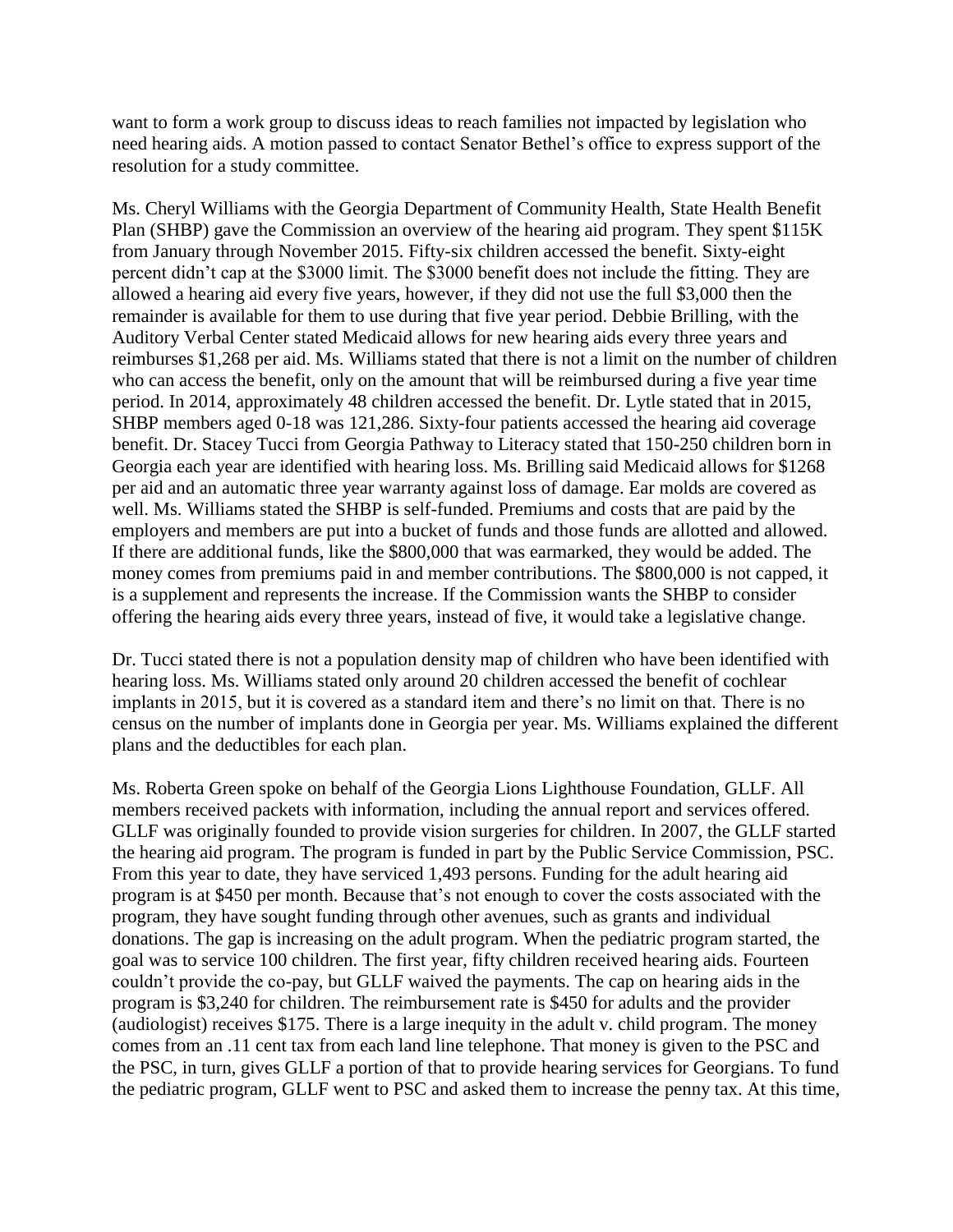want to form a work group to discuss ideas to reach families not impacted by legislation who need hearing aids. A motion passed to contact Senator Bethel's office to express support of the resolution for a study committee.

Ms. Cheryl Williams with the Georgia Department of Community Health, State Health Benefit Plan (SHBP) gave the Commission an overview of the hearing aid program. They spent $115K from January through November 2015. Fifty-six children accessed the benefit. Sixty-eight percent didn't cap at the $3000 limit. The $3000 benefit does not include the fitting. They are allowed a hearing aid every five years, however, if they did not use the full $3,000 then the remainder is available for them to use during that five year period. Debbie Brilling, with the Auditory Verbal Center stated Medicaid allows for new hearing aids every three years and reimburses $1,268 per aid. Ms. Williams stated that there is not a limit on the number of children who can access the benefit, only on the amount that will be reimbursed during a five year time period. In 2014, approximately 48 children accessed the benefit. Dr. Lytle stated that in 2015, SHBP members aged 0-18 was 121,286. Sixty-four patients accessed the hearing aid coverage benefit. Dr. Stacey Tucci from Georgia Pathway to Literacy stated that 150-250 children born in Georgia each year are identified with hearing loss. Ms. Brilling said Medicaid allows for $1268 per aid and an automatic three year warranty against loss of damage. Ear molds are covered as well. Ms. Williams stated the SHBP is self-funded. Premiums and costs that are paid by the employers and members are put into a bucket of funds and those funds are allotted and allowed. If there are additional funds, like the $800,000 that was earmarked, they would be added. The money comes from premiums paid in and member contributions. The $800,000 is not capped, it is a supplement and represents the increase. If the Commission wants the SHBP to consider offering the hearing aids every three years, instead of five, it would take a legislative change.

Dr. Tucci stated there is not a population density map of children who have been identified with hearing loss. Ms. Williams stated only around 20 children accessed the benefit of cochlear implants in 2015, but it is covered as a standard item and there's no limit on that. There is no census on the number of implants done in Georgia per year. Ms. Williams explained the different plans and the deductibles for each plan.

Ms. Roberta Green spoke on behalf of the Georgia Lions Lighthouse Foundation, GLLF. All members received packets with information, including the annual report and services offered. GLLF was originally founded to provide vision surgeries for children. In 2007, the GLLF started the hearing aid program. The program is funded in part by the Public Service Commission, PSC. From this year to date, they have serviced 1,493 persons. Funding for the adult hearing aid program is at $450 per month. Because that's not enough to cover the costs associated with the program, they have sought funding through other avenues, such as grants and individual donations. The gap is increasing on the adult program. When the pediatric program started, the goal was to service 100 children. The first year, fifty children received hearing aids. Fourteen couldn't provide the co-pay, but GLLF waived the payments. The cap on hearing aids in the program is $3,240 for children. The reimbursement rate is $450 for adults and the provider (audiologist) receives $175. There is a large inequity in the adult v. child program. The money comes from an .11 cent tax from each land line telephone. That money is given to the PSC and the PSC, in turn, gives GLLF a portion of that to provide hearing services for Georgians. To fund the pediatric program, GLLF went to PSC and asked them to increase the penny tax. At this time,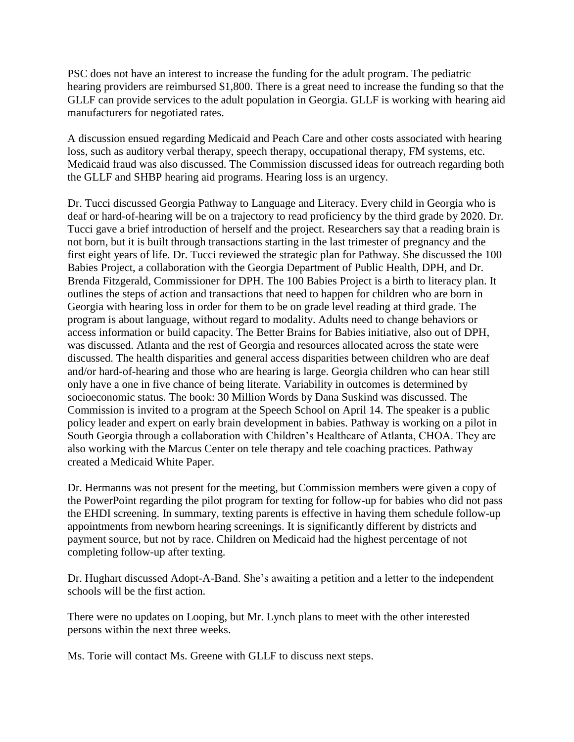PSC does not have an interest to increase the funding for the adult program. The pediatric hearing providers are reimbursed $1,800. There is a great need to increase the funding so that the GLLF can provide services to the adult population in Georgia. GLLF is working with hearing aid manufacturers for negotiated rates.

A discussion ensued regarding Medicaid and Peach Care and other costs associated with hearing loss, such as auditory verbal therapy, speech therapy, occupational therapy, FM systems, etc. Medicaid fraud was also discussed. The Commission discussed ideas for outreach regarding both the GLLF and SHBP hearing aid programs. Hearing loss is an urgency.

Dr. Tucci discussed Georgia Pathway to Language and Literacy. Every child in Georgia who is deaf or hard-of-hearing will be on a trajectory to read proficiency by the third grade by 2020. Dr. Tucci gave a brief introduction of herself and the project. Researchers say that a reading brain is not born, but it is built through transactions starting in the last trimester of pregnancy and the first eight years of life. Dr. Tucci reviewed the strategic plan for Pathway. She discussed the 100 Babies Project, a collaboration with the Georgia Department of Public Health, DPH, and Dr. Brenda Fitzgerald, Commissioner for DPH. The 100 Babies Project is a birth to literacy plan. It outlines the steps of action and transactions that need to happen for children who are born in Georgia with hearing loss in order for them to be on grade level reading at third grade. The program is about language, without regard to modality. Adults need to change behaviors or access information or build capacity. The Better Brains for Babies initiative, also out of DPH, was discussed. Atlanta and the rest of Georgia and resources allocated across the state were discussed. The health disparities and general access disparities between children who are deaf and/or hard-of-hearing and those who are hearing is large. Georgia children who can hear still only have a one in five chance of being literate. Variability in outcomes is determined by socioeconomic status. The book: 30 Million Words by Dana Suskind was discussed. The Commission is invited to a program at the Speech School on April 14. The speaker is a public policy leader and expert on early brain development in babies. Pathway is working on a pilot in South Georgia through a collaboration with Children's Healthcare of Atlanta, CHOA. They are also working with the Marcus Center on tele therapy and tele coaching practices. Pathway created a Medicaid White Paper.

Dr. Hermanns was not present for the meeting, but Commission members were given a copy of the PowerPoint regarding the pilot program for texting for follow-up for babies who did not pass the EHDI screening. In summary, texting parents is effective in having them schedule follow-up appointments from newborn hearing screenings. It is significantly different by districts and payment source, but not by race. Children on Medicaid had the highest percentage of not completing follow-up after texting.

Dr. Hughart discussed Adopt-A-Band. She's awaiting a petition and a letter to the independent schools will be the first action.

There were no updates on Looping, but Mr. Lynch plans to meet with the other interested persons within the next three weeks.

Ms. Torie will contact Ms. Greene with GLLF to discuss next steps.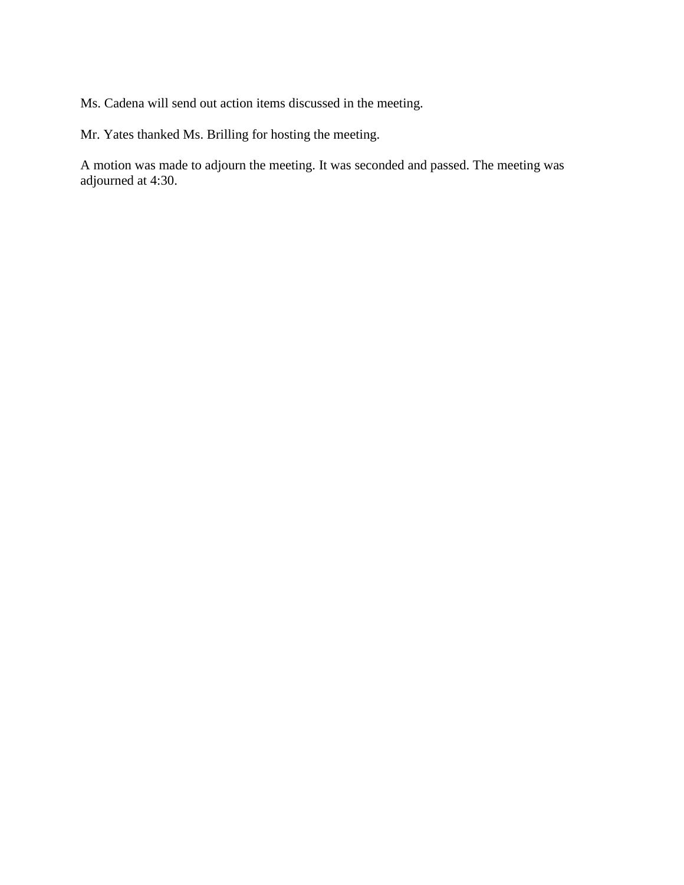Ms. Cadena will send out action items discussed in the meeting.

Mr. Yates thanked Ms. Brilling for hosting the meeting.

A motion was made to adjourn the meeting. It was seconded and passed. The meeting was adjourned at 4:30.